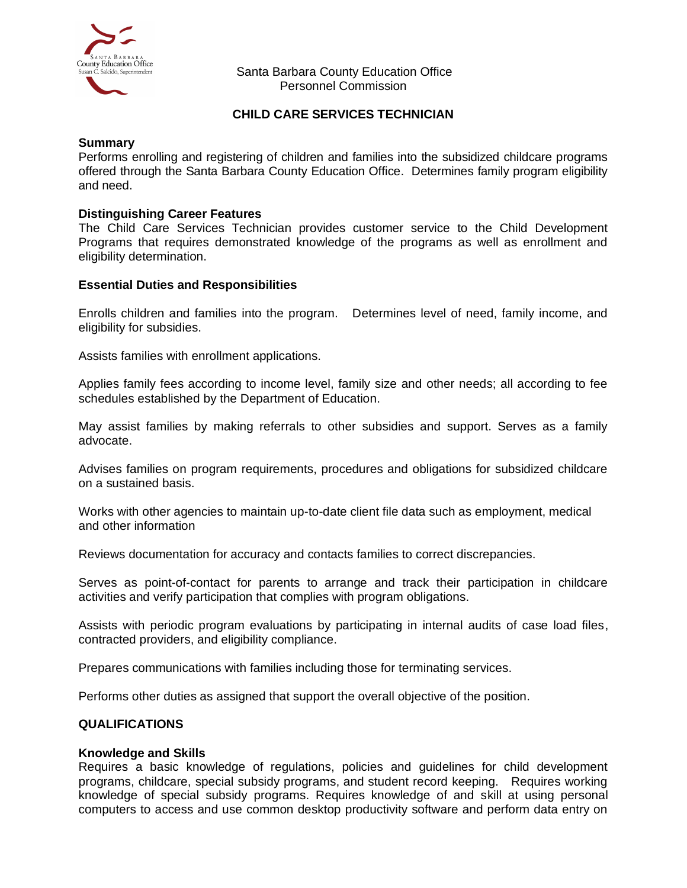Santa Barbara County Education Office
Personnel Commission

# CHILD CARE SERVICES TECHNICIAN

**Summary**

Performs enrolling and registering of children and families into the subsidized childcare programs offered through the Santa Barbara County Education Office. Determines family program eligibility and need.

**Distinguishing Career Features**

The Child Care Services Technician provides customer service to the Child Development Programs that requires demonstrated knowledge of the programs as well as enrollment and eligibility determination.

**Essential Duties and Responsibilities**

Enrolls children and families into the program. Determines level of need, family income, and eligibility for subsidies.

Assists families with enrollment applications.

Applies family fees according to income level, family size and other needs; all according to fee schedules established by the Department of Education.

May assist families by making referrals to other subsidies and support. Serves as a family advocate.

Advises families on program requirements, procedures and obligations for subsidized childcare on a sustained basis.

Works with other agencies to maintain up-to-date client file data such as employment, medical and other information

Reviews documentation for accuracy and contacts families to correct discrepancies.

Serves as point-of-contact for parents to arrange and track their participation in childcare activities and verify participation that complies with program obligations.

Assists with periodic program evaluations by participating in internal audits of case load files, contracted providers, and eligibility compliance.

Prepares communications with families including those for terminating services.

Performs other duties as assigned that support the overall objective of the position.

**QUALIFICATIONS**

**Knowledge and Skills**

Requires a basic knowledge of regulations, policies and guidelines for child development programs, childcare, special subsidy programs, and student record keeping. Requires working knowledge of special subsidy programs. Requires knowledge of and skill at using personal computers to access and use common desktop productivity software and perform data entry on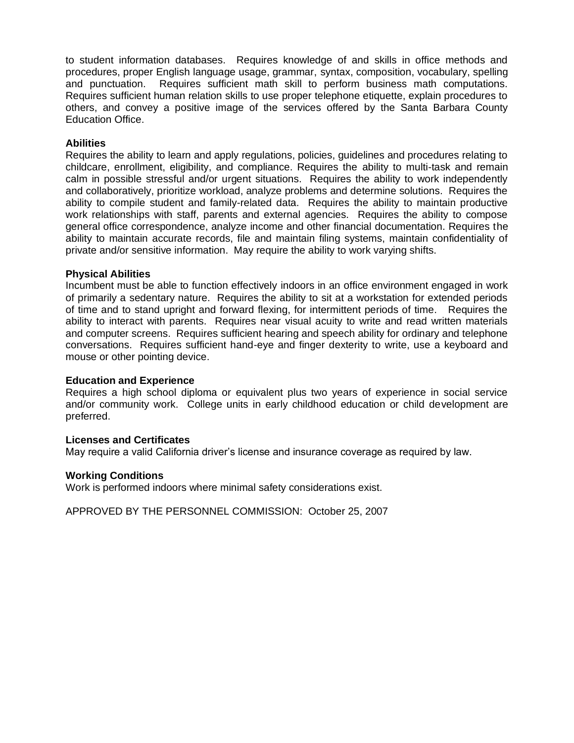to student information databases. Requires knowledge of and skills in office methods and procedures, proper English language usage, grammar, syntax, composition, vocabulary, spelling and punctuation. Requires sufficient math skill to perform business math computations. Requires sufficient human relation skills to use proper telephone etiquette, explain procedures to others, and convey a positive image of the services offered by the Santa Barbara County Education Office.

**Abilities**

Requires the ability to learn and apply regulations, policies, guidelines and procedures relating to childcare, enrollment, eligibility, and compliance. Requires the ability to multi-task and remain calm in possible stressful and/or urgent situations. Requires the ability to work independently and collaboratively, prioritize workload, analyze problems and determine solutions. Requires the ability to compile student and family-related data. Requires the ability to maintain productive work relationships with staff, parents and external agencies. Requires the ability to compose general office correspondence, analyze income and other financial documentation. Requires the ability to maintain accurate records, file and maintain filing systems, maintain confidentiality of private and/or sensitive information. May require the ability to work varying shifts.

**Physical Abilities**

Incumbent must be able to function effectively indoors in an office environment engaged in work of primarily a sedentary nature. Requires the ability to sit at a workstation for extended periods of time and to stand upright and forward flexing, for intermittent periods of time. Requires the ability to interact with parents. Requires near visual acuity to write and read written materials and computer screens. Requires sufficient hearing and speech ability for ordinary and telephone conversations. Requires sufficient hand-eye and finger dexterity to write, use a keyboard and mouse or other pointing device.

**Education and Experience**

Requires a high school diploma or equivalent plus two years of experience in social service and/or community work. College units in early childhood education or child development are preferred.

**Licenses and Certificates**

May require a valid California driver's license and insurance coverage as required by law.

**Working Conditions**

Work is performed indoors where minimal safety considerations exist.

APPROVED BY THE PERSONNEL COMMISSION: October 25, 2007